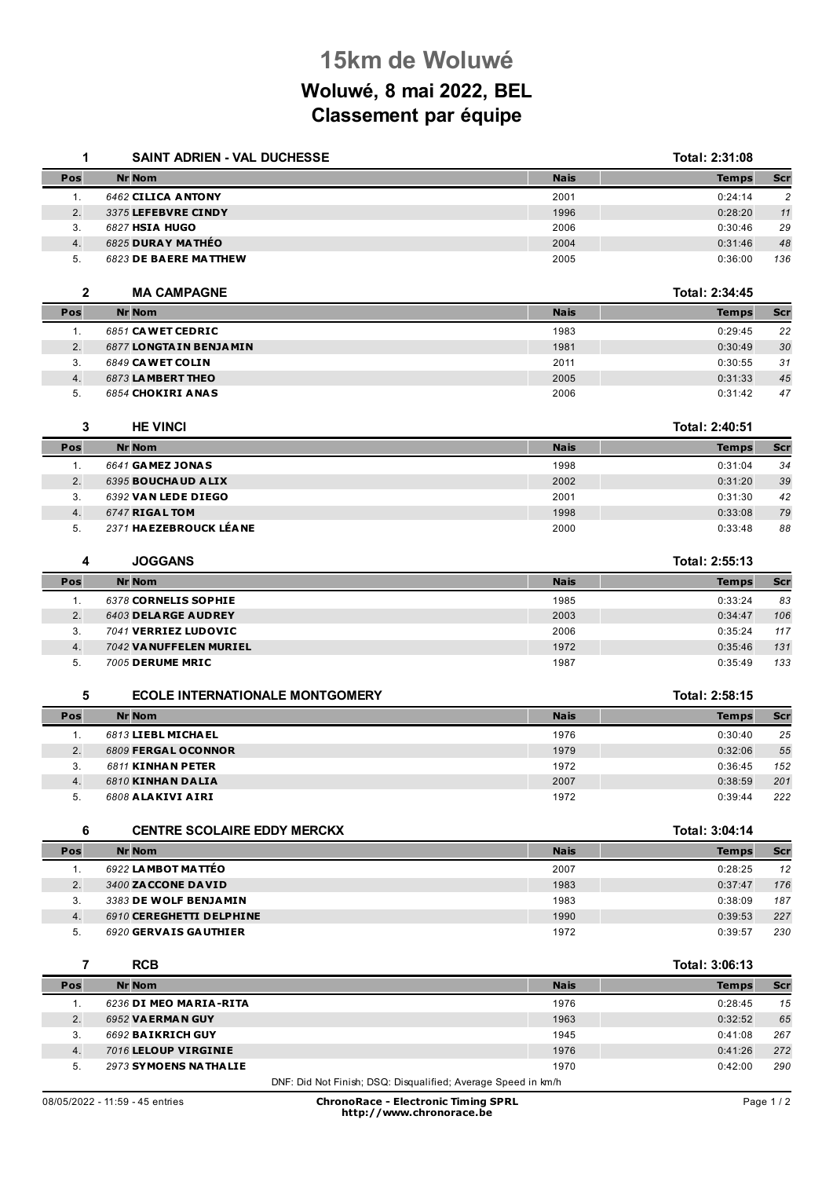# 15km de Woluwé

## Woluwé, 8 mai 2022, BEL

## Classement par équipe

### 1 SAINT ADRIEN - VAL DUCHESSE — Total: 2:31:08

| Pos | Nr | Nom | Nais | Temps | Scr |
|---|---|---|---|---|---|
| 1. | 6462 | **CILICA ANTONY** | 2001 | 0:24:14 | 2 |
| 2. | 3375 | **LEFEBVRE CINDY** | 1996 | 0:28:20 | 11 |
| 3. | 6827 | **HSIA HUGO** | 2006 | 0:30:46 | 29 |
| 4. | 6825 | **DURAY MATHÉO** | 2004 | 0:31:46 | 48 |
| 5. | 6823 | **DE BAERE MATTHEW** | 2005 | 0:36:00 | 136 |

### 2 MA CAMPAGNE — Total: 2:34:45

| Pos | Nr | Nom | Nais | Temps | Scr |
|---|---|---|---|---|---|
| 1. | 6851 | **CAWET CEDRIC** | 1983 | 0:29:45 | 22 |
| 2. | 6877 | **LONGTAIN BENJAMIN** | 1981 | 0:30:49 | 30 |
| 3. | 6849 | **CAWET COLIN** | 2011 | 0:30:55 | 31 |
| 4. | 6873 | **LAMBERT THEO** | 2005 | 0:31:33 | 45 |
| 5. | 6854 | **CHOKIRI ANAS** | 2006 | 0:31:42 | 47 |

### 3 HE VINCI — Total: 2:40:51

| Pos | Nr | Nom | Nais | Temps | Scr |
|---|---|---|---|---|---|
| 1. | 6641 | **GAMEZ JONAS** | 1998 | 0:31:04 | 34 |
| 2. | 6395 | **BOUCHAUD ALIX** | 2002 | 0:31:20 | 39 |
| 3. | 6392 | **VAN LEDE DIEGO** | 2001 | 0:31:30 | 42 |
| 4. | 6747 | **RIGAL TOM** | 1998 | 0:33:08 | 79 |
| 5. | 2371 | **HAEZEBROUCK LÉANE** | 2000 | 0:33:48 | 88 |

### 4 JOGGANS — Total: 2:55:13

| Pos | Nr | Nom | Nais | Temps | Scr |
|---|---|---|---|---|---|
| 1. | 6378 | **CORNELIS SOPHIE** | 1985 | 0:33:24 | 83 |
| 2. | 6403 | **DELARGE AUDREY** | 2003 | 0:34:47 | 106 |
| 3. | 7041 | **VERRIEZ LUDOVIC** | 2006 | 0:35:24 | 117 |
| 4. | 7042 | **VANUFFELEN MURIEL** | 1972 | 0:35:46 | 131 |
| 5. | 7005 | **DERUME MRIC** | 1987 | 0:35:49 | 133 |

### 5 ECOLE INTERNATIONALE MONTGOMERY — Total: 2:58:15

| Pos | Nr | Nom | Nais | Temps | Scr |
|---|---|---|---|---|---|
| 1. | 6813 | **LIEBL MICHAEL** | 1976 | 0:30:40 | 25 |
| 2. | 6809 | **FERGAL OCONNOR** | 1979 | 0:32:06 | 55 |
| 3. | 6811 | **KINHAN PETER** | 1972 | 0:36:45 | 152 |
| 4. | 6810 | **KINHAN DALIA** | 2007 | 0:38:59 | 201 |
| 5. | 6808 | **ALAKIVI AIRI** | 1972 | 0:39:44 | 222 |

### 6 CENTRE SCOLAIRE EDDY MERCKX — Total: 3:04:14

| Pos | Nr | Nom | Nais | Temps | Scr |
|---|---|---|---|---|---|
| 1. | 6922 | **LAMBOT MATTÉO** | 2007 | 0:28:25 | 12 |
| 2. | 3400 | **ZACCONE DAVID** | 1983 | 0:37:47 | 176 |
| 3. | 3383 | **DE WOLF BENJAMIN** | 1983 | 0:38:09 | 187 |
| 4. | 6910 | **CEREGHETTI DELPHINE** | 1990 | 0:39:53 | 227 |
| 5. | 6920 | **GERVAIS GAUTHIER** | 1972 | 0:39:57 | 230 |

### 7 RCB — Total: 3:06:13

| Pos | Nr | Nom | Nais | Temps | Scr |
|---|---|---|---|---|---|
| 1. | 6236 | **DI MEO MARIA-RITA** | 1976 | 0:28:45 | 15 |
| 2. | 6952 | **VAERMAN GUY** | 1963 | 0:32:52 | 65 |
| 3. | 6692 | **BAIKRICH GUY** | 1945 | 0:41:08 | 267 |
| 4. | 7016 | **LELOUP VIRGINIE** | 1976 | 0:41:26 | 272 |
| 5. | 2973 | **SYMOENS NATHALIE** | 1970 | 0:42:00 | 290 |

DNF: Did Not Finish; DSQ: Disqualified; Average Speed in km/h

08/05/2022 - 11:59 - 45 entries

**ChronoRace - Electronic Timing SPRL**
**http://www.chronorace.be**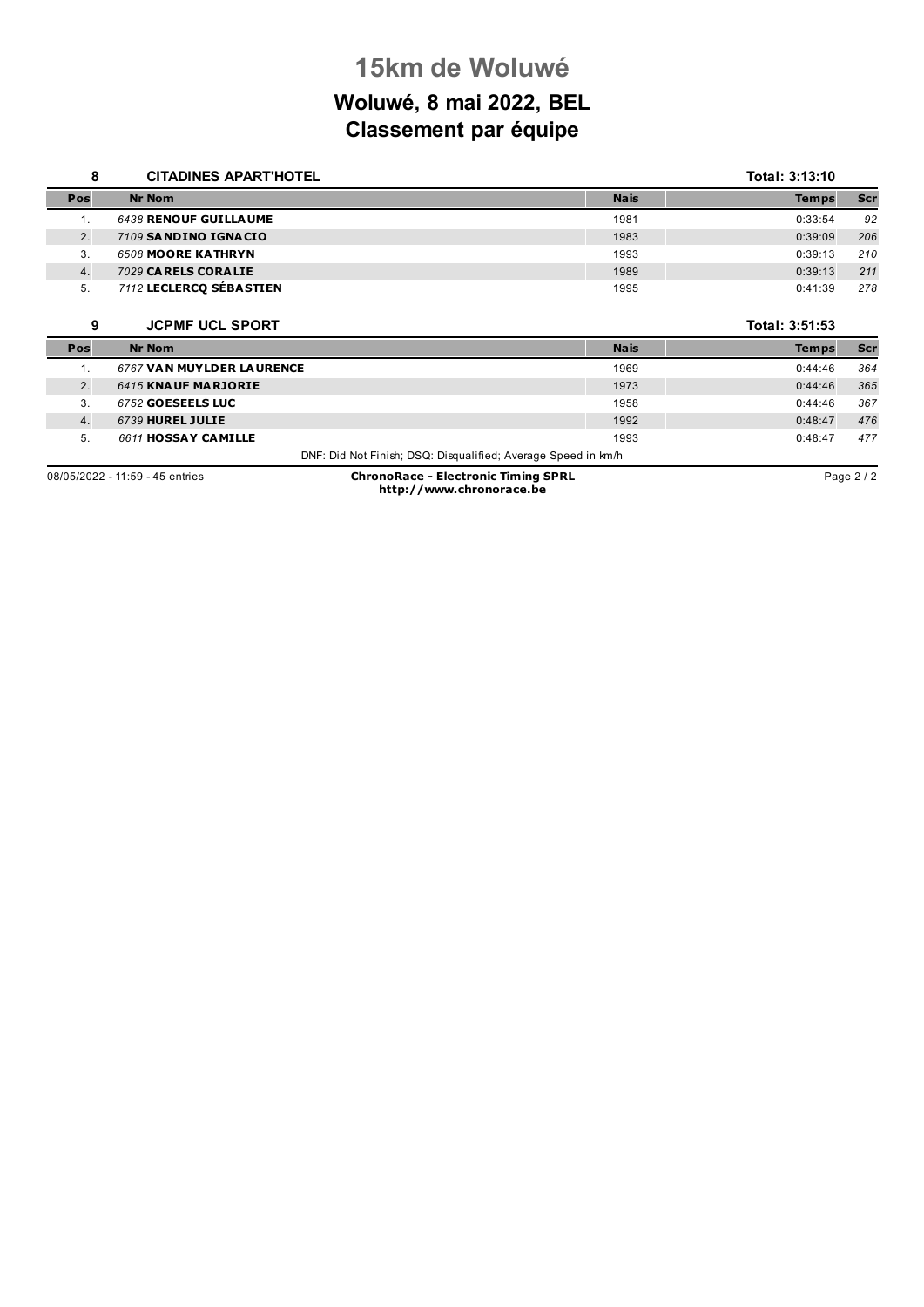# 15km de Woluwé

## Woluwé, 8 mai 2022, BEL

## Classement par équipe

**8 CITADINES APART'HOTEL** — **Total: 3:13:10**

| Pos | Nr | Nom | Nais | Temps | Scr |
|---|---|---|---|---|---|
| 1. | 6438 | **RENOUF GUILLAUME** | 1981 | 0:33:54 | 92 |
| 2. | 7109 | **SANDINO IGNACIO** | 1983 | 0:39:09 | 206 |
| 3. | 6508 | **MOORE KATHRYN** | 1993 | 0:39:13 | 210 |
| 4. | 7029 | **CARELS CORALIE** | 1989 | 0:39:13 | 211 |
| 5. | 7112 | **LECLERCQ SÉBASTIEN** | 1995 | 0:41:39 | 278 |

**9 JCPMF UCL SPORT** — **Total: 3:51:53**

| Pos | Nr | Nom | Nais | Temps | Scr |
|---|---|---|---|---|---|
| 1. | 6767 | **VAN MUYLDER LAURENCE** | 1969 | 0:44:46 | 364 |
| 2. | 6415 | **KNAUF MARJORIE** | 1973 | 0:44:46 | 365 |
| 3. | 6752 | **GOESEELS LUC** | 1958 | 0:44:46 | 367 |
| 4. | 6739 | **HUREL JULIE** | 1992 | 0:48:47 | 476 |
| 5. | 6611 | **HOSSAY CAMILLE** | 1993 | 0:48:47 | 477 |

DNF: Did Not Finish; DSQ: Disqualified; Average Speed in km/h

08/05/2022 - 11:59 - 45 entries

**ChronoRace - Electronic Timing SPRL**
**http://www.chronorace.be**